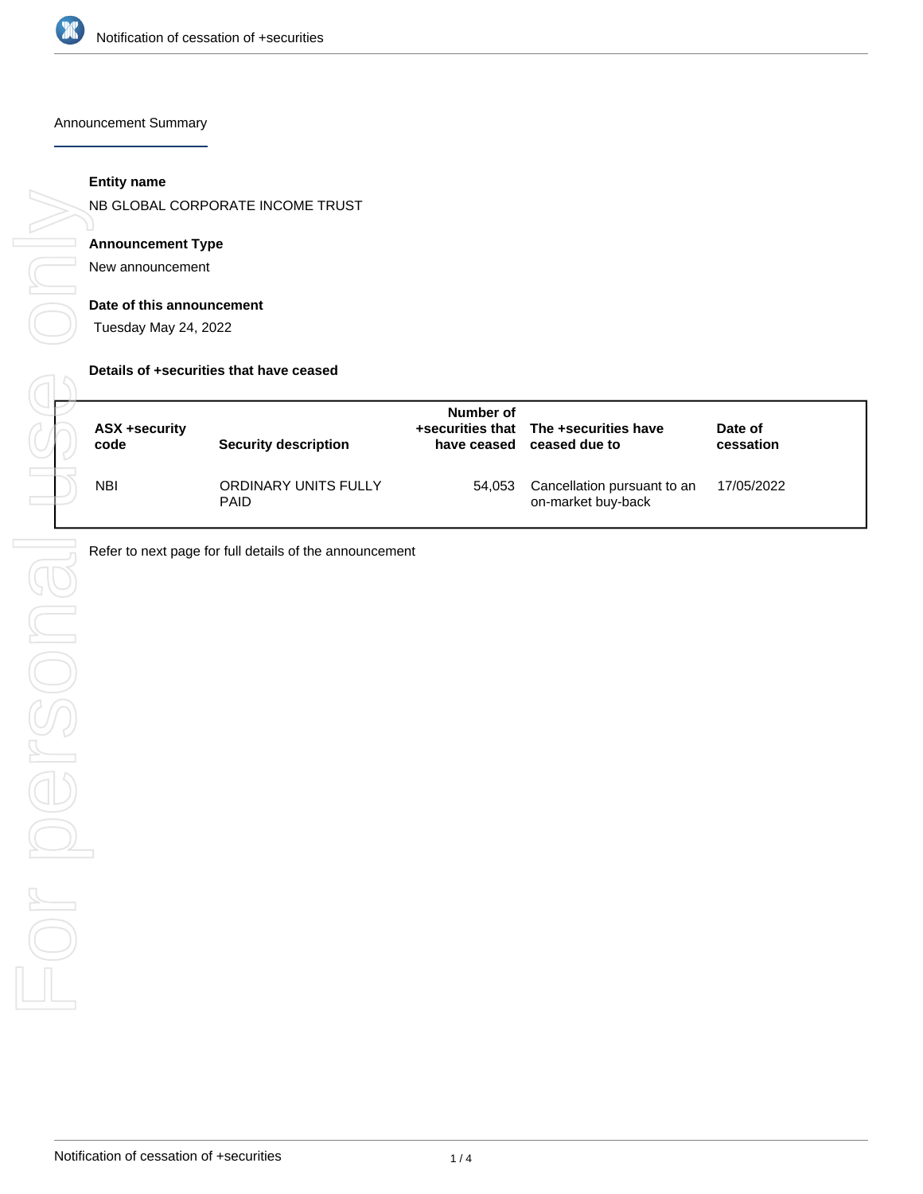Announcement Summary

**Entity name**

NB GLOBAL CORPORATE INCOME TRUST

**Announcement Type**

New announcement

**Date of this announcement**

Tuesday May 24, 2022

**Details of +securities that have ceased**

| ASX +security code | Security description | Number of +securities that have ceased | The +securities have ceased due to | Date of cessation |
|---|---|---|---|---|
| NBI | ORDINARY UNITS FULLY PAID | 54,053 | Cancellation pursuant to an on-market buy-back | 17/05/2022 |

Refer to next page for full details of the announcement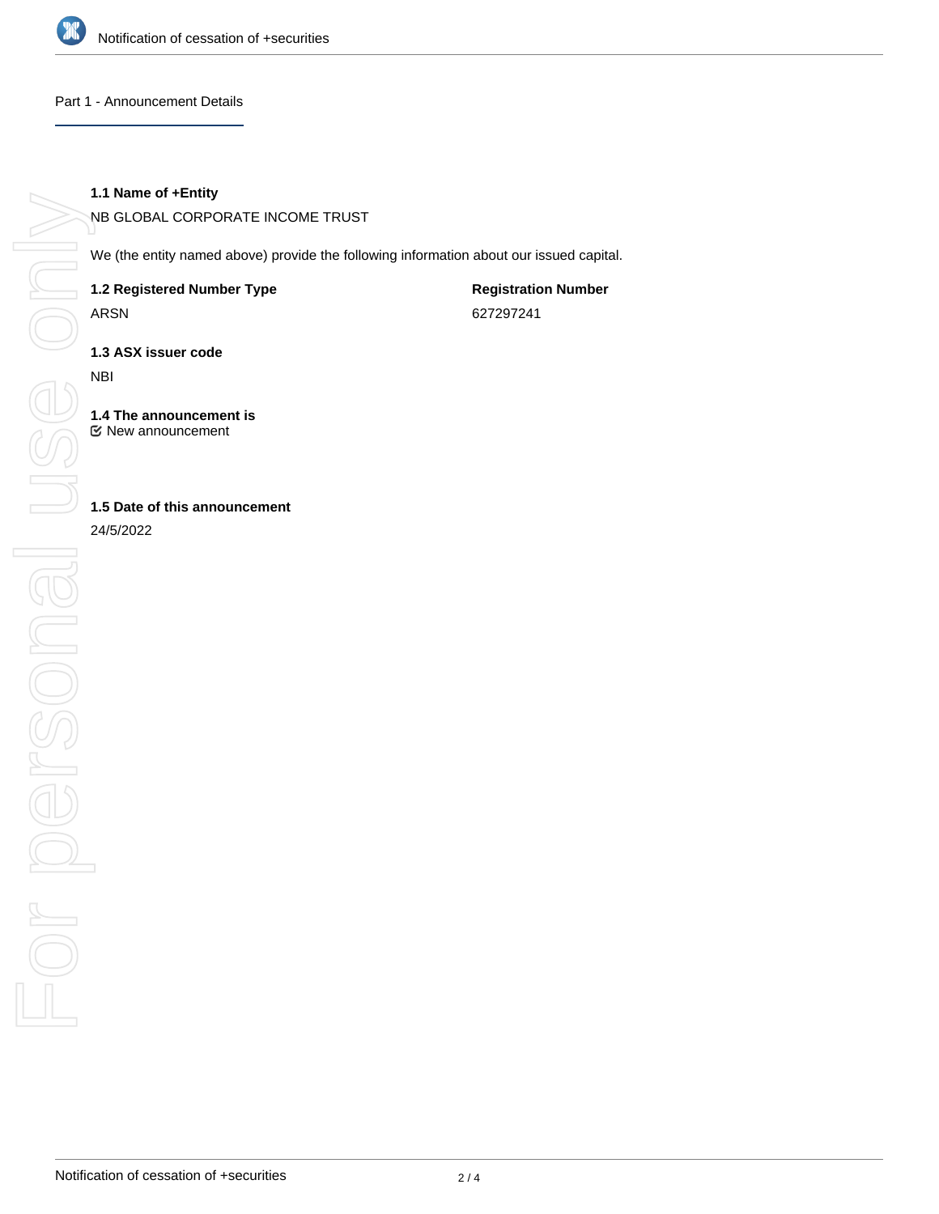## Part 1 - Announcement Details

**1.1 Name of +Entity**

NB GLOBAL CORPORATE INCOME TRUST

We (the entity named above) provide the following information about our issued capital.

**1.2 Registered Number Type**

ARSN

**Registration Number**

627297241

**1.3 ASX issuer code**

NBI

**1.4 The announcement is**

☑ New announcement

**1.5 Date of this announcement**

24/5/2022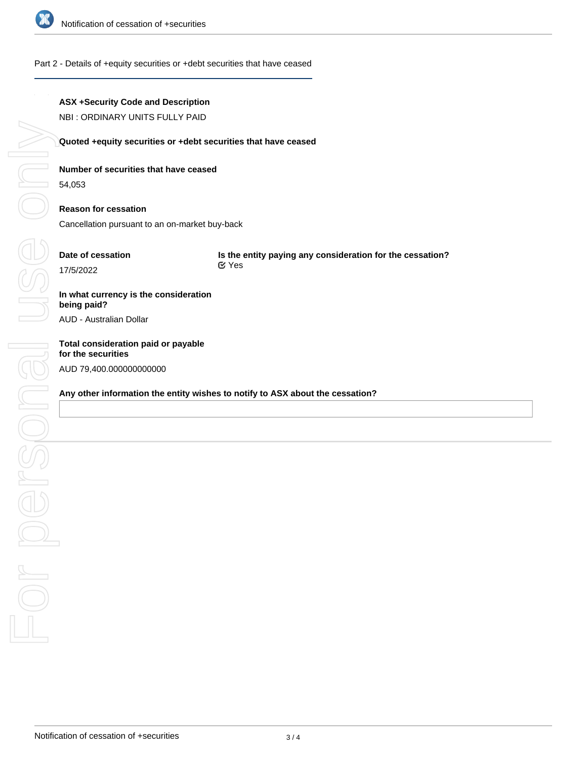## Part 2 - Details of +equity securities or +debt securities that have ceased

**ASX +Security Code and Description**

NBI : ORDINARY UNITS FULLY PAID

**Quoted +equity securities or +debt securities that have ceased**

**Number of securities that have ceased**

54,053

**Reason for cessation**

Cancellation pursuant to an on-market buy-back

**Date of cessation**

17/5/2022

**Is the entity paying any consideration for the cessation?**

☑ Yes

**In what currency is the consideration being paid?**

AUD - Australian Dollar

**Total consideration paid or payable for the securities**

AUD 79,400.000000000000

**Any other information the entity wishes to notify to ASX about the cessation?**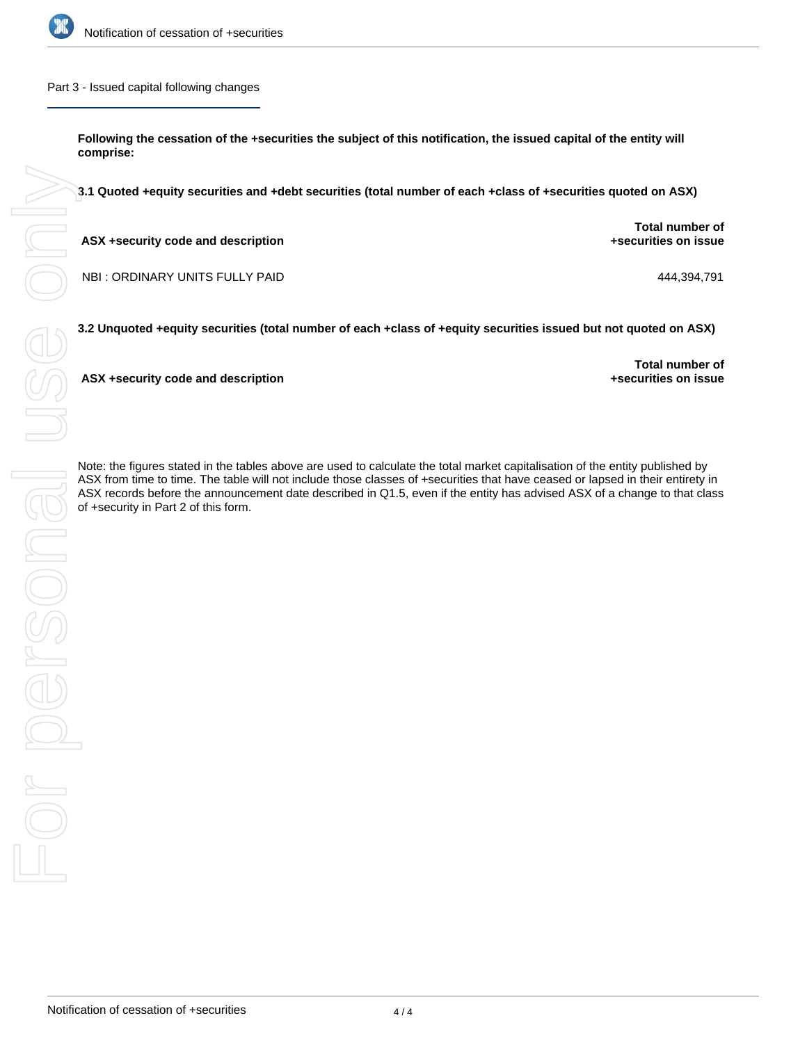## Part 3 - Issued capital following changes

**Following the cessation of the +securities the subject of this notification, the issued capital of the entity will comprise:**

**3.1 Quoted +equity securities and +debt securities (total number of each +class of +securities quoted on ASX)**

| ASX +security code and description | Total number of +securities on issue |
| --- | --- |
| NBI : ORDINARY UNITS FULLY PAID | 444,394,791 |

**3.2 Unquoted +equity securities (total number of each +class of +equity securities issued but not quoted on ASX)**

| ASX +security code and description | Total number of +securities on issue |
| --- | --- |

Note: the figures stated in the tables above are used to calculate the total market capitalisation of the entity published by ASX from time to time. The table will not include those classes of +securities that have ceased or lapsed in their entirety in ASX records before the announcement date described in Q1.5, even if the entity has advised ASX of a change to that class of +security in Part 2 of this form.